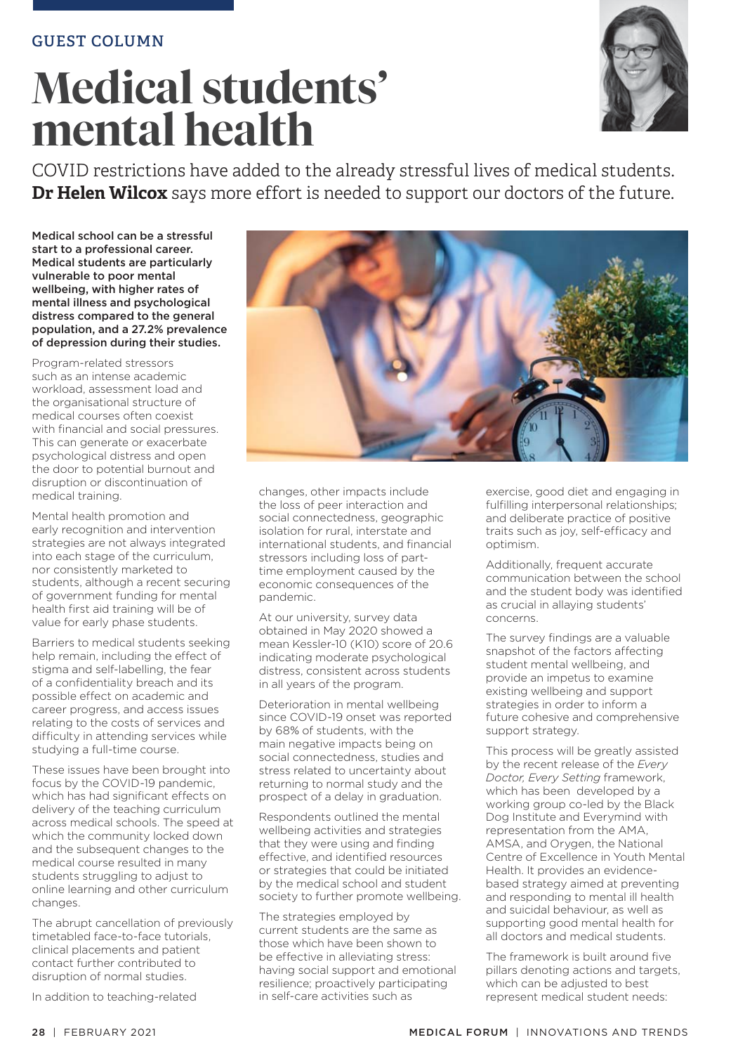GUEST COLUMN

# Medical students' mental health

COVID restrictions have added to the already stressful lives of medical students. **Dr Helen Wilcox** says more effort is needed to support our doctors of the future.

**Medical school can be a stressful start to a professional career. Medical students are particularly vulnerable to poor mental wellbeing, with higher rates of mental illness and psychological distress compared to the general population, and a 27.2% prevalence of depression during their studies.**

Program-related stressors such as an intense academic workload, assessment load and the organisational structure of medical courses often coexist with financial and social pressures. This can generate or exacerbate psychological distress and open the door to potential burnout and disruption or discontinuation of medical training.

Mental health promotion and early recognition and intervention strategies are not always integrated into each stage of the curriculum, nor consistently marketed to students, although a recent securing of government funding for mental health first aid training will be of value for early phase students.

Barriers to medical students seeking help remain, including the effect of stigma and self-labelling, the fear of a confidentiality breach and its possible effect on academic and career progress, and access issues relating to the costs of services and difficulty in attending services while studying a full-time course.

These issues have been brought into focus by the COVID-19 pandemic, which has had significant effects on delivery of the teaching curriculum across medical schools. The speed at which the community locked down and the subsequent changes to the medical course resulted in many students struggling to adjust to online learning and other curriculum changes.

The abrupt cancellation of previously timetabled face-to-face tutorials, clinical placements and patient contact further contributed to disruption of normal studies.

In addition to teaching-related changes, other impacts include the loss of peer interaction and social connectedness, geographic isolation for rural, interstate and international students, and financial stressors including loss of part-time employment caused by the economic consequences of the pandemic.

At our university, survey data obtained in May 2020 showed a mean Kessler-10 (K10) score of 20.6 indicating moderate psychological distress, consistent across students in all years of the program.

Deterioration in mental wellbeing since COVID-19 onset was reported by 68% of students, with the main negative impacts being on social connectedness, studies and stress related to uncertainty about returning to normal study and the prospect of a delay in graduation.

Respondents outlined the mental wellbeing activities and strategies that they were using and finding effective, and identified resources or strategies that could be initiated by the medical school and student society to further promote wellbeing.

The strategies employed by current students are the same as those which have been shown to be effective in alleviating stress: having social support and emotional resilience; proactively participating in self-care activities such as exercise, good diet and engaging in fulfilling interpersonal relationships; and deliberate practice of positive traits such as joy, self-efficacy and optimism.

Additionally, frequent accurate communication between the school and the student body was identified as crucial in allaying students' concerns.

The survey findings are a valuable snapshot of the factors affecting student mental wellbeing, and provide an impetus to examine existing wellbeing and support strategies in order to inform a future cohesive and comprehensive support strategy.

This process will be greatly assisted by the recent release of the *Every Doctor, Every Setting* framework, which has been developed by a working group co-led by the Black Dog Institute and Everymind with representation from the AMA, AMSA, and Orygen, the National Centre of Excellence in Youth Mental Health. It provides an evidence-based strategy aimed at preventing and responding to mental ill health and suicidal behaviour, as well as supporting good mental health for all doctors and medical students.

The framework is built around five pillars denoting actions and targets, which can be adjusted to best represent medical student needs: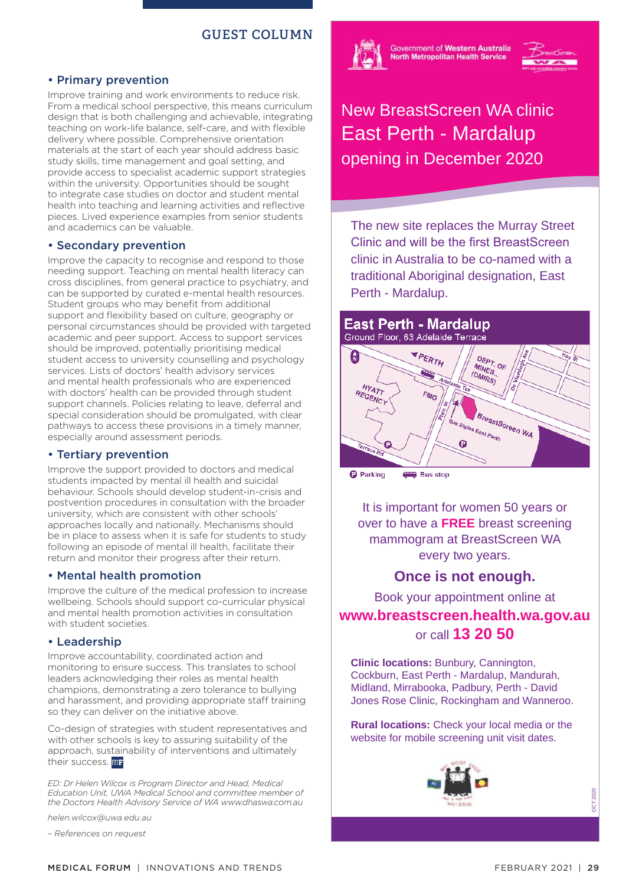## GUEST COLUMN

- **Primary prevention**

Improve training and work environments to reduce risk. From a medical school perspective, this means curriculum design that is both challenging and achievable, integrating teaching on work-life balance, self-care, and with flexible delivery where possible. Comprehensive orientation materials at the start of each year should address basic study skills, time management and goal setting, and provide access to specialist academic support strategies within the university. Opportunities should be sought to integrate case studies on doctor and student mental health into teaching and learning activities and reflective pieces. Lived experience examples from senior students and academics can be valuable.

- **Secondary prevention**

Improve the capacity to recognise and respond to those needing support. Teaching on mental health literacy can cross disciplines, from general practice to psychiatry, and can be supported by curated e-mental health resources. Student groups who may benefit from additional support and flexibility based on culture, geography or personal circumstances should be provided with targeted academic and peer support. Access to support services should be improved, potentially prioritising medical student access to university counselling and psychology services. Lists of doctors' health advisory services and mental health professionals who are experienced with doctors' health can be provided through student support channels. Policies relating to leave, deferral and special consideration should be promulgated, with clear pathways to access these provisions in a timely manner, especially around assessment periods.

- **Tertiary prevention**

Improve the support provided to doctors and medical students impacted by mental ill health and suicidal behaviour. Schools should develop student-in-crisis and postvention procedures in consultation with the broader university, which are consistent with other schools' approaches locally and nationally. Mechanisms should be in place to assess when it is safe for students to study following an episode of mental ill health, facilitate their return and monitor their progress after their return.

- **Mental health promotion**

Improve the culture of the medical profession to increase wellbeing. Schools should support co-curricular physical and mental health promotion activities in consultation with student societies.

- **Leadership**

Improve accountability, coordinated action and monitoring to ensure success. This translates to school leaders acknowledging their roles as mental health champions, demonstrating a zero tolerance to bullying and harassment, and providing appropriate staff training so they can deliver on the initiative above.

Co-design of strategies with student representatives and with other schools is key to assuring suitability of the approach, sustainability of interventions and ultimately their success.

*ED: Dr Helen Wilcox is Program Director and Head, Medical Education Unit, UWA Medical School and committee member of the Doctors Health Advisory Service of WA www.dhaswa.com.au*

*helen.wilcox@uwa.edu.au*

*– References on request*

---

Government of Western Australia
North Metropolitan Health Service

BreastScreen WA

# New BreastScreen WA clinic East Perth - Mardalup opening in December 2020

The new site replaces the Murray Street Clinic and will be the first BreastScreen clinic in Australia to be co-named with a traditional Aboriginal designation, East Perth - Mardalup.

**East Perth - Mardalup**
Ground Floor, 63 Adelaide Terrace

PERTH
DEPT. OF MINES... (DMIRS)
De Vlamingh Ave
Hay St
Adelaide Tce
HYATT REGENCY
FMG
Plain St
BreastScreen WA
Ibis Styles East Perth
Terrace Rd

Parking
Bus stop

It is important for women 50 years or over to have a **FREE** breast screening mammogram at BreastScreen WA every two years.

**Once is not enough.**

Book your appointment online at
**www.breastscreen.health.wa.gov.au**
or call **13 20 50**

**Clinic locations:** Bunbury, Cannington, Cockburn, East Perth - Mardalup, Mandurah, Midland, Mirrabooka, Padbury, Perth - David Jones Rose Clinic, Rockingham and Wanneroo.

**Rural locations:** Check your local media or the website for mobile screening unit visit dates.

OCT 2020